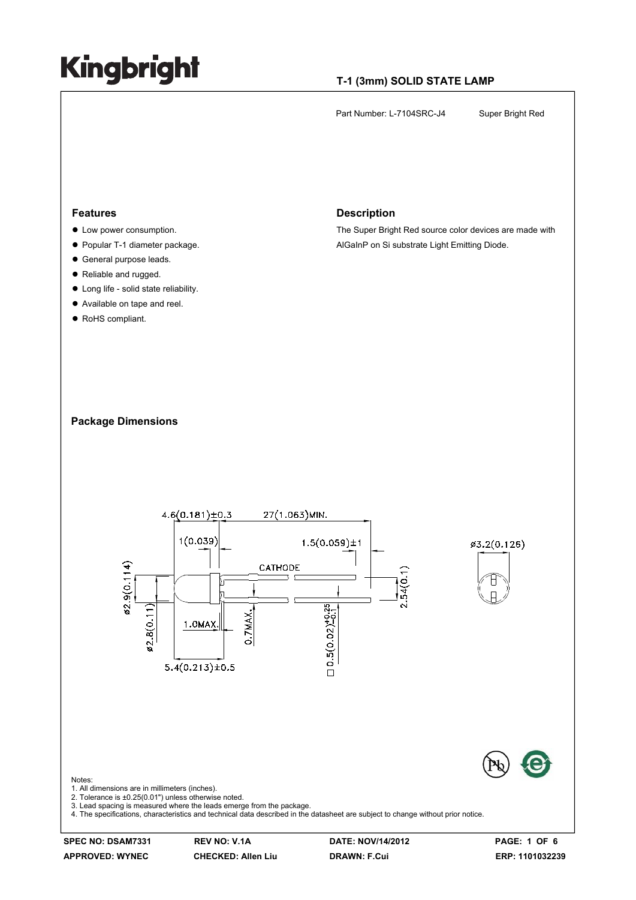# Kingbright

**T-1 (3mm) SOLID STATE LAMP**

Part Number: L-7104SRC-J4    Super Bright Red

## Features

- Low power consumption.
- Popular T-1 diameter package.
- General purpose leads.
- Reliable and rugged.
- Long life - solid state reliability.
- Available on tape and reel.
- RoHS compliant.

## Description

The Super Bright Red source color devices are made with AlGaInP on Si substrate Light Emitting Diode.

## Package Dimensions

Notes:
1. All dimensions are in millimeters (inches).
2. Tolerance is ±0.25(0.01") unless otherwise noted.
3. Lead spacing is measured where the leads emerge from the package.
4. The specifications, characteristics and technical data described in the datasheet are subject to change without prior notice.

| SPEC NO: DSAM7331 | REV NO: V.1A | DATE: NOV/14/2012 | PAGE: 1 OF 6 |
|---|---|---|---|
| APPROVED: WYNEC | CHECKED: Allen Liu | DRAWN: F.Cui | ERP: 1101032239 |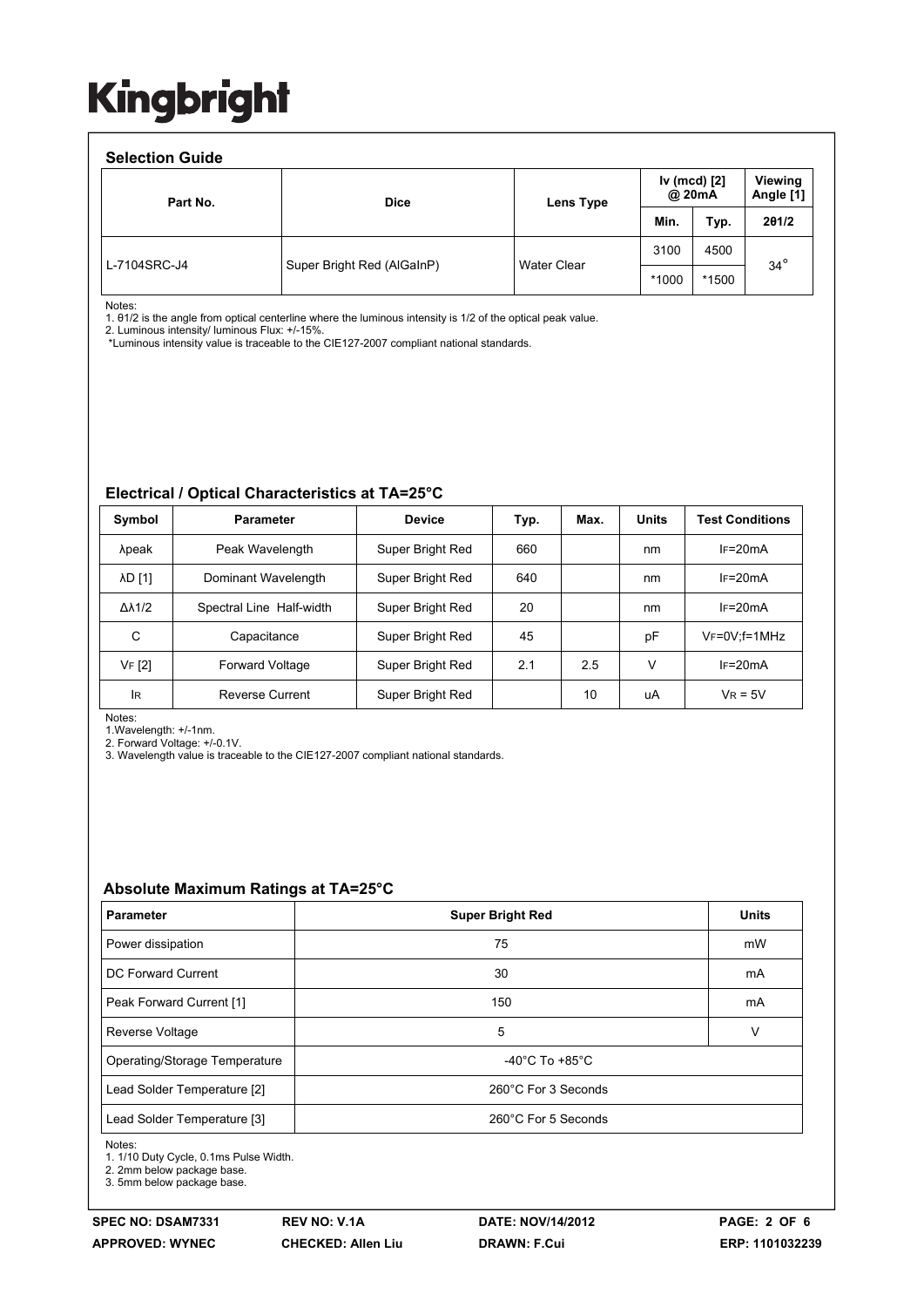**Kingbright**

## Selection Guide

| Part No. | Dice | Lens Type | Iv (mcd) [2] @ 20mA | | Viewing Angle [1] |
|---|---|---|---|---|---|
| | | | Min. | Typ. | 2θ1/2 |
| L-7104SRC-J4 | Super Bright Red (AlGaInP) | Water Clear | 3100 | 4500 | 34° |
| | | | *1000 | *1500 | |

Notes:
1. θ1/2 is the angle from optical centerline where the luminous intensity is 1/2 of the optical peak value.
2. Luminous intensity/ luminous Flux: +/-15%.
*Luminous intensity value is traceable to the CIE127-2007 compliant national standards.

## Electrical / Optical Characteristics at TA=25°C

| Symbol | Parameter | Device | Typ. | Max. | Units | Test Conditions |
|---|---|---|---|---|---|---|
| λpeak | Peak Wavelength | Super Bright Red | 660 | | nm | $I_F$=20mA |
| λD [1] | Dominant Wavelength | Super Bright Red | 640 | | nm | $I_F$=20mA |
| Δλ1/2 | Spectral Line Half-width | Super Bright Red | 20 | | nm | $I_F$=20mA |
| C | Capacitance | Super Bright Red | 45 | | pF | $V_F$=0V;f=1MHz |
| $V_F$ [2] | Forward Voltage | Super Bright Red | 2.1 | 2.5 | V | $I_F$=20mA |
| $I_R$ | Reverse Current | Super Bright Red | | 10 | uA | $V_R$ = 5V |

Notes:
1.Wavelength: +/-1nm.
2. Forward Voltage: +/-0.1V.
3. Wavelength value is traceable to the CIE127-2007 compliant national standards.

## Absolute Maximum Ratings at TA=25°C

| Parameter | Super Bright Red | Units |
|---|---|---|
| Power dissipation | 75 | mW |
| DC Forward Current | 30 | mA |
| Peak Forward Current [1] | 150 | mA |
| Reverse Voltage | 5 | V |
| Operating/Storage Temperature | -40°C To +85°C | |
| Lead Solder Temperature [2] | 260°C For 3 Seconds | |
| Lead Solder Temperature [3] | 260°C For 5 Seconds | |

Notes:
1. 1/10 Duty Cycle, 0.1ms Pulse Width.
2. 2mm below package base.
3. 5mm below package base.

| SPEC NO: DSAM7331 | REV NO: V.1A | DATE: NOV/14/2012 | PAGE: 2 OF 6 |
|---|---|---|---|
| APPROVED: WYNEC | CHECKED: Allen Liu | DRAWN: F.Cui | ERP: 1101032239 |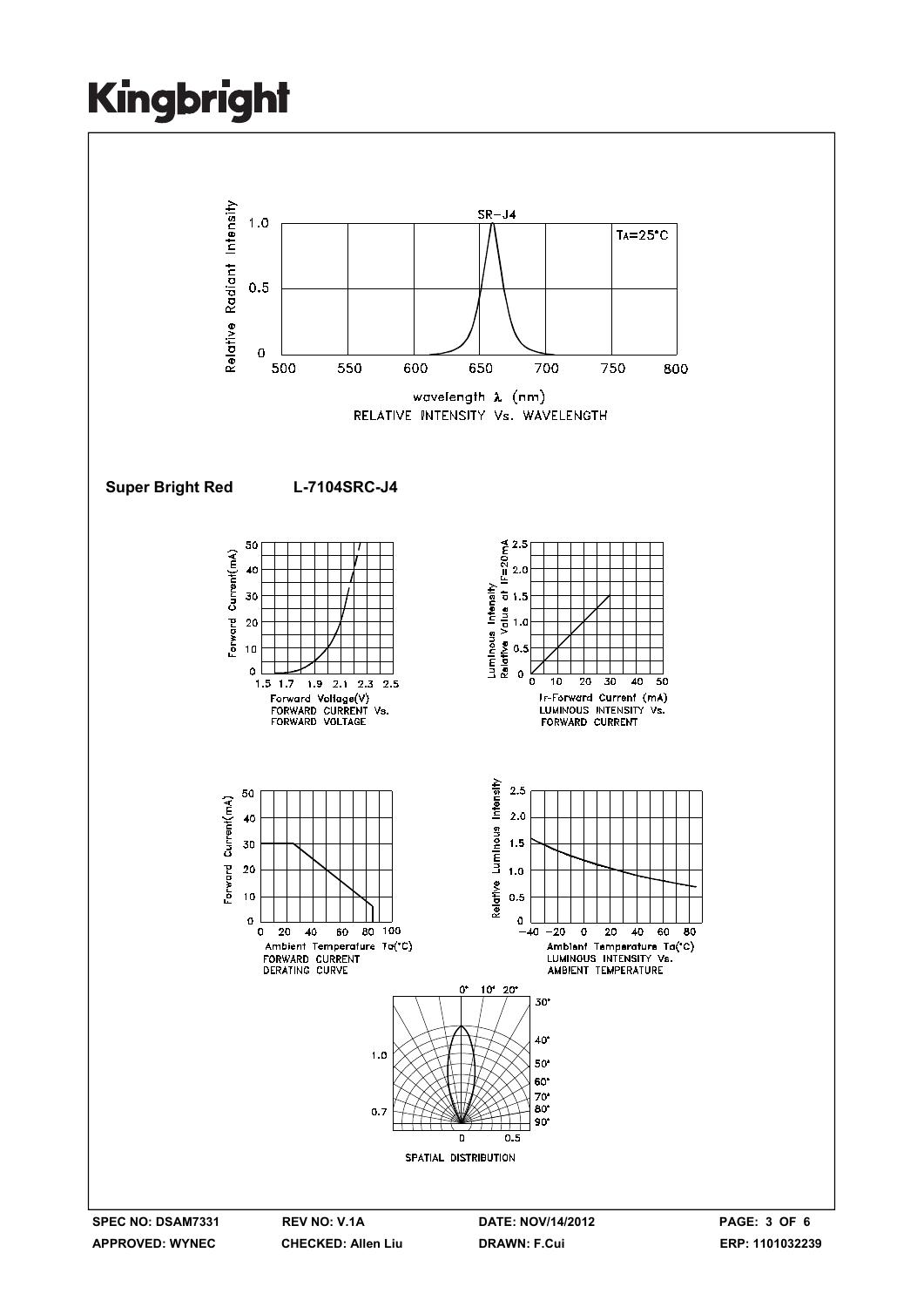SR-J4

$T_A=25°C$

wavelength λ (nm)
RELATIVE INTENSITY Vs. WAVELENGTH

**Super Bright Red** **L-7104SRC-J4**

FORWARD CURRENT Vs. FORWARD VOLTAGE

LUMINOUS INTENSITY Vs. FORWARD CURRENT

FORWARD CURRENT DERATING CURVE

LUMINOUS INTENSITY Vs. AMBIENT TEMPERATURE

SPATIAL DISTRIBUTION

| SPEC NO: DSAM7331 | REV NO: V.1A | DATE: NOV/14/2012 | PAGE: 3 OF 6 |
|---|---|---|---|
| APPROVED: WYNEC | CHECKED: Allen Liu | DRAWN: F.Cui | ERP: 1101032239 |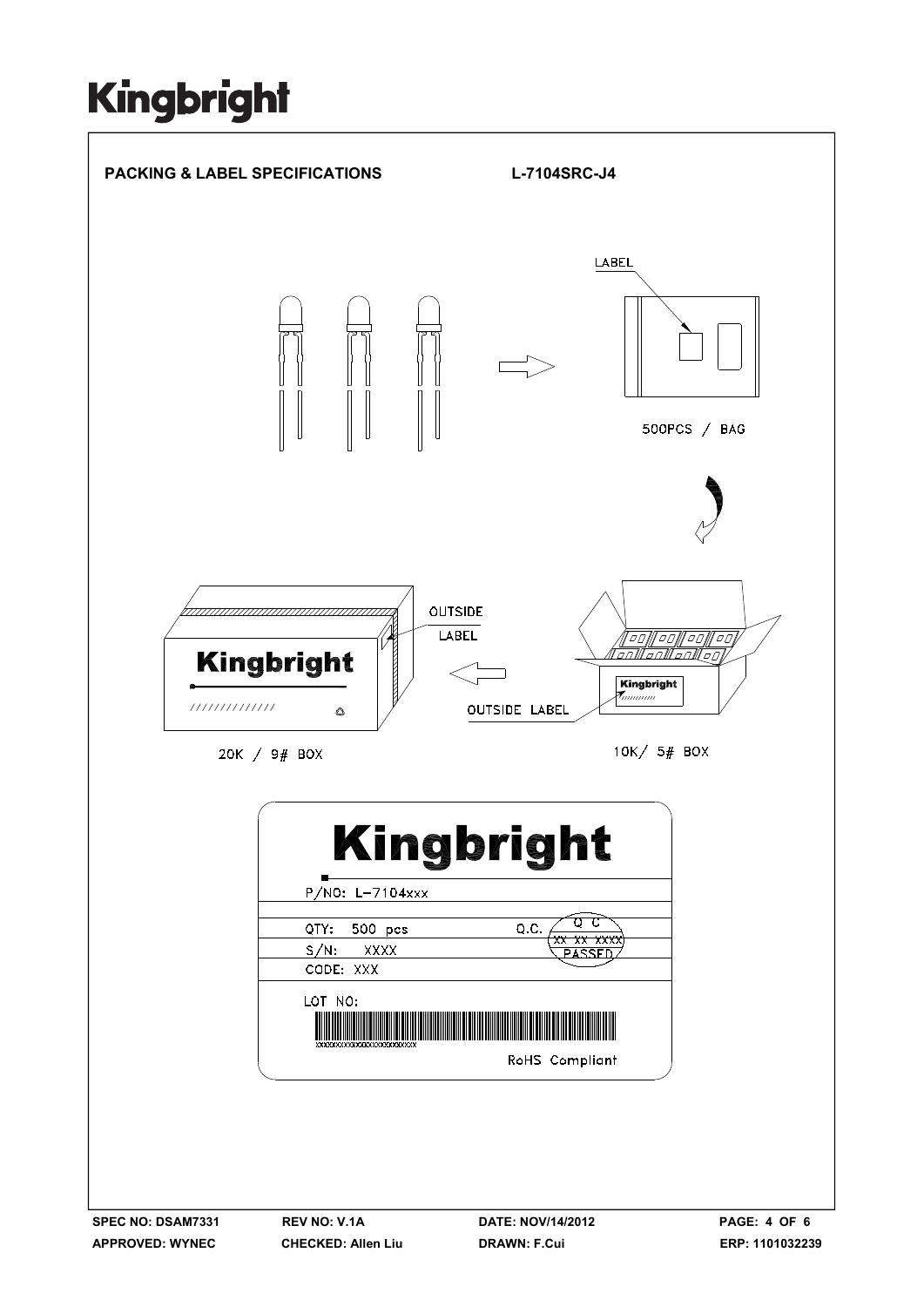**PACKING & LABEL SPECIFICATIONS** **L-7104SRC-J4**

LABEL

500PCS / BAG

OUTSIDE LABEL

Kingbright

OUTSIDE LABEL

20K / 9# BOX

10K/ 5# BOX

Kingbright

P/NO: L-7104xxx

QTY: 500 pcs Q.C. Q C XX XX XXXX PASSED

S/N: XXXX

CODE: XXX

LOT NO:

xxxxxxxxxxxxxxxxxxxxxxxx

RoHS Compliant

SPEC NO: DSAM7331 REV NO: V.1A DATE: NOV/14/2012

APPROVED: WYNEC CHECKED: Allen Liu DRAWN: F.Cui ERP: 1101032239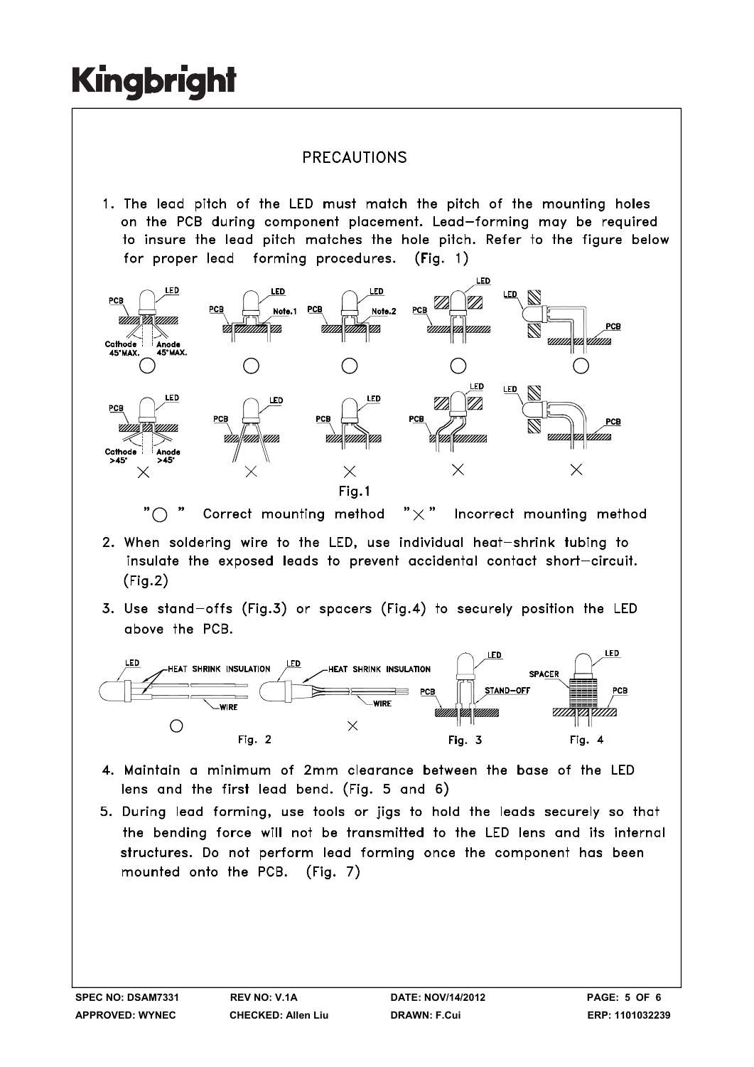**Kingbright**

# PRECAUTIONS

1. The lead pitch of the LED must match the pitch of the mounting holes on the PCB during component placement. Lead–forming may be required to insure the lead pitch matches the hole pitch. Refer to the figure below for proper lead forming procedures. (Fig. 1)

Fig.1

"○" Correct mounting method "×" Incorrect mounting method

2. When soldering wire to the LED, use individual heat–shrink tubing to insulate the exposed leads to prevent accidental contact short–circuit. (Fig.2)

3. Use stand–offs (Fig.3) or spacers (Fig.4) to securely position the LED above the PCB.

Fig. 2 Fig. 3 Fig. 4

4. Maintain a minimum of 2mm clearance between the base of the LED lens and the first lead bend. (Fig. 5 and 6)

5. During lead forming, use tools or jigs to hold the leads securely so that the bending force will not be transmitted to the LED lens and its internal structures. Do not perform lead forming once the component has been mounted onto the PCB. (Fig. 7)

| SPEC NO: DSAM7331 | REV NO: V.1A | DATE: NOV/14/2012 | PAGE: 5 OF 6 |
|---|---|---|---|
| APPROVED: WYNEC | CHECKED: Allen Liu | DRAWN: F.Cui | ERP: 1101032239 |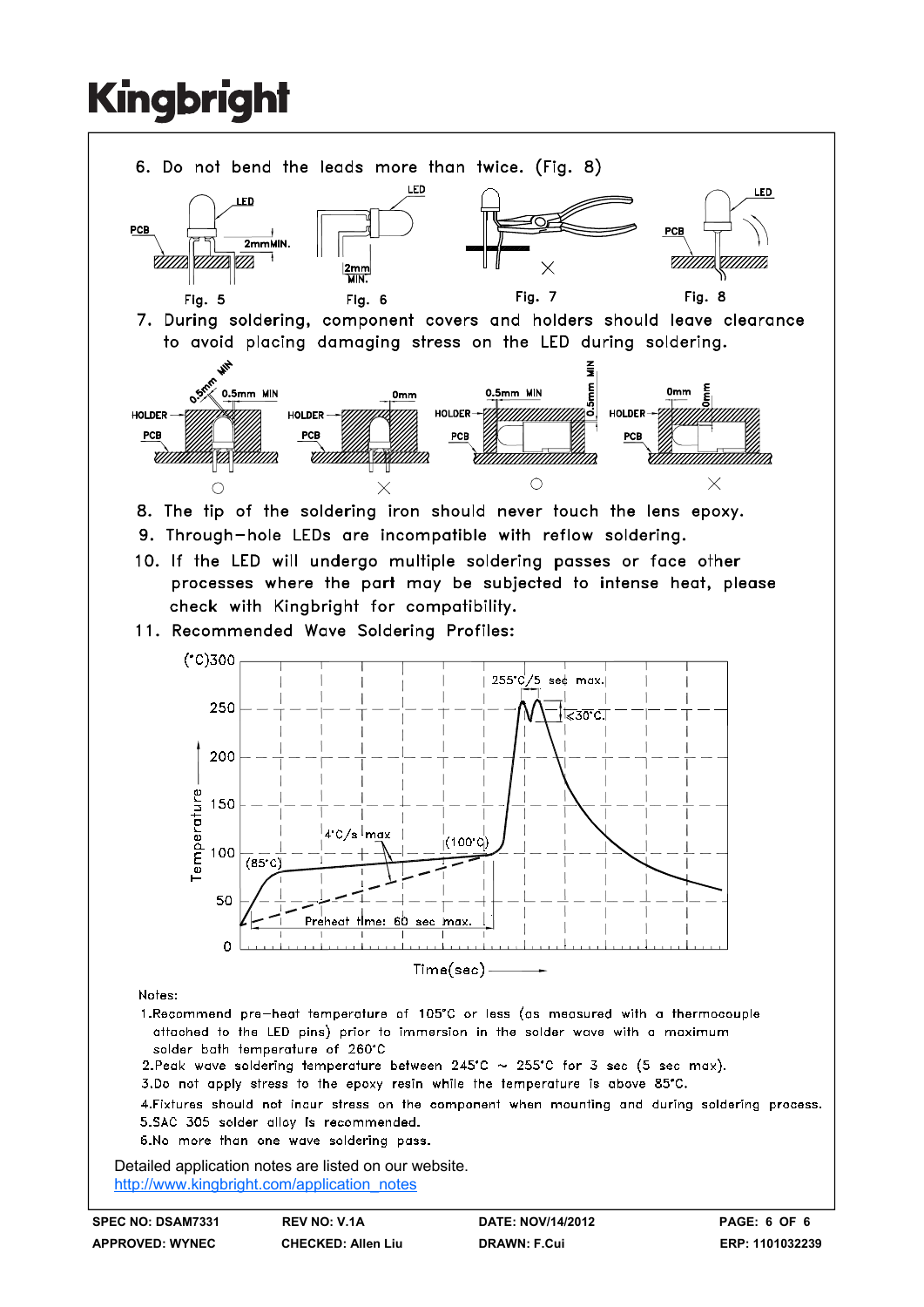Kingbright

6. Do not bend the leads more than twice. (Fig. 8)

LED
PCB
2mmMIN.
Fig. 5

LED
2mm MIN.
Fig. 6

Fig. 7

LED
PCB
Fig. 8

7. During soldering, component covers and holders should leave clearance to avoid placing damaging stress on the LED during soldering.

0.5mm MIN
0.5mm MIN
HOLDER
PCB
○

0mm
HOLDER
PCB
×

0.5mm MIN
0.5mm MIN
HOLDER
PCB
○

0mm
0mm
HOLDER
PCB
×

8. The tip of the soldering iron should never touch the lens epoxy.
9. Through-hole LEDs are incompatible with reflow soldering.
10. If the LED will undergo multiple soldering passes or face other processes where the part may be subjected to intense heat, please check with Kingbright for compatibility.
11. Recommended Wave Soldering Profiles:

(°C)300
250
200
150
100
50
0
Temperature
Time(sec)
255°C/5 sec max.
<30°C.
4°C/s max
(100°C)
(85°C)
Preheat time: 60 sec max.

Notes:

1. Recommend pre-heat temperature of 105°C or less (as measured with a thermocouple attached to the LED pins) prior to immersion in the solder wave with a maximum solder bath temperature of 260°C
2. Peak wave soldering temperature between 245°C ~ 255°C for 3 sec (5 sec max).
3. Do not apply stress to the epoxy resin while the temperature is above 85°C.
4. Fixtures should not incur stress on the component when mounting and during soldering process.
5. SAC 305 solder alloy is recommended.
6. No more than one wave soldering pass.

Detailed application notes are listed on our website.
http://www.kingbright.com/application_notes

| SPEC NO: DSAM7331 | REV NO: V.1A | DATE: NOV/14/2012 | PAGE: 6 OF 6 |
|---|---|---|---|
| APPROVED: WYNEC | CHECKED: Allen Liu | DRAWN: F.Cui | ERP: 1101032239 |